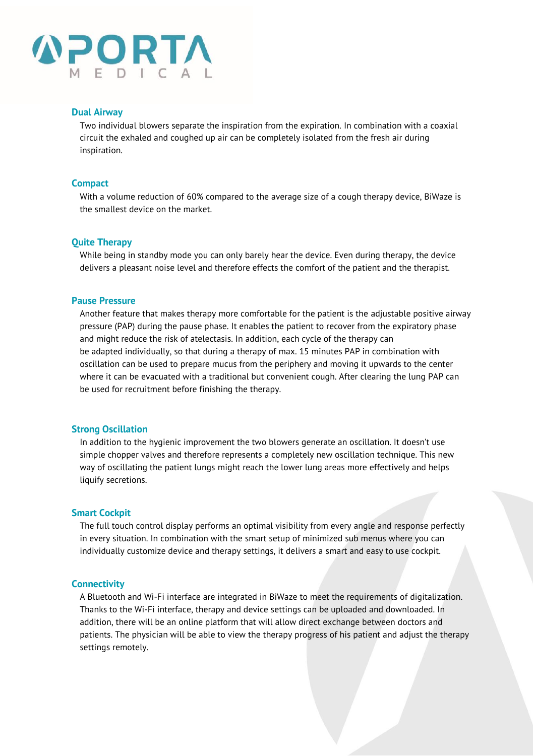# PORTA MEDICAL

### Dual Airway

Two individual blowers separate the inspiration from the expiration. In combination with a coaxial circuit the exhaled and coughed up air can be completely isolated from the fresh air during inspiration.

### Compact

With a volume reduction of 60% compared to the average size of a cough therapy device, BiWaze is the smallest device on the market.

### Quite Therapy

While being in standby mode you can only barely hear the device. Even during therapy, the device delivers a pleasant noise level and therefore effects the comfort of the patient and the therapist.

### Pause Pressure

Another feature that makes therapy more comfortable for the patient is the adjustable positive airway pressure (PAP) during the pause phase. It enables the patient to recover from the expiratory phase and might reduce the risk of atelectasis. In addition, each cycle of the therapy can be adapted individually, so that during a therapy of max. 15 minutes PAP in combination with oscillation can be used to prepare mucus from the periphery and moving it upwards to the center where it can be evacuated with a traditional but convenient cough. After clearing the lung PAP can be used for recruitment before finishing the therapy.

### Strong Oscillation

In addition to the hygienic improvement the two blowers generate an oscillation. It doesn't use simple chopper valves and therefore represents a completely new oscillation technique. This new way of oscillating the patient lungs might reach the lower lung areas more effectively and helps liquify secretions.

### Smart Cockpit

The full touch control display performs an optimal visibility from every angle and response perfectly in every situation. In combination with the smart setup of minimized sub menus where you can individually customize device and therapy settings, it delivers a smart and easy to use cockpit.

### Connectivity

A Bluetooth and Wi-Fi interface are integrated in BiWaze to meet the requirements of digitalization. Thanks to the Wi-Fi interface, therapy and device settings can be uploaded and downloaded. In addition, there will be an online platform that will allow direct exchange between doctors and patients. The physician will be able to view the therapy progress of his patient and adjust the therapy settings remotely.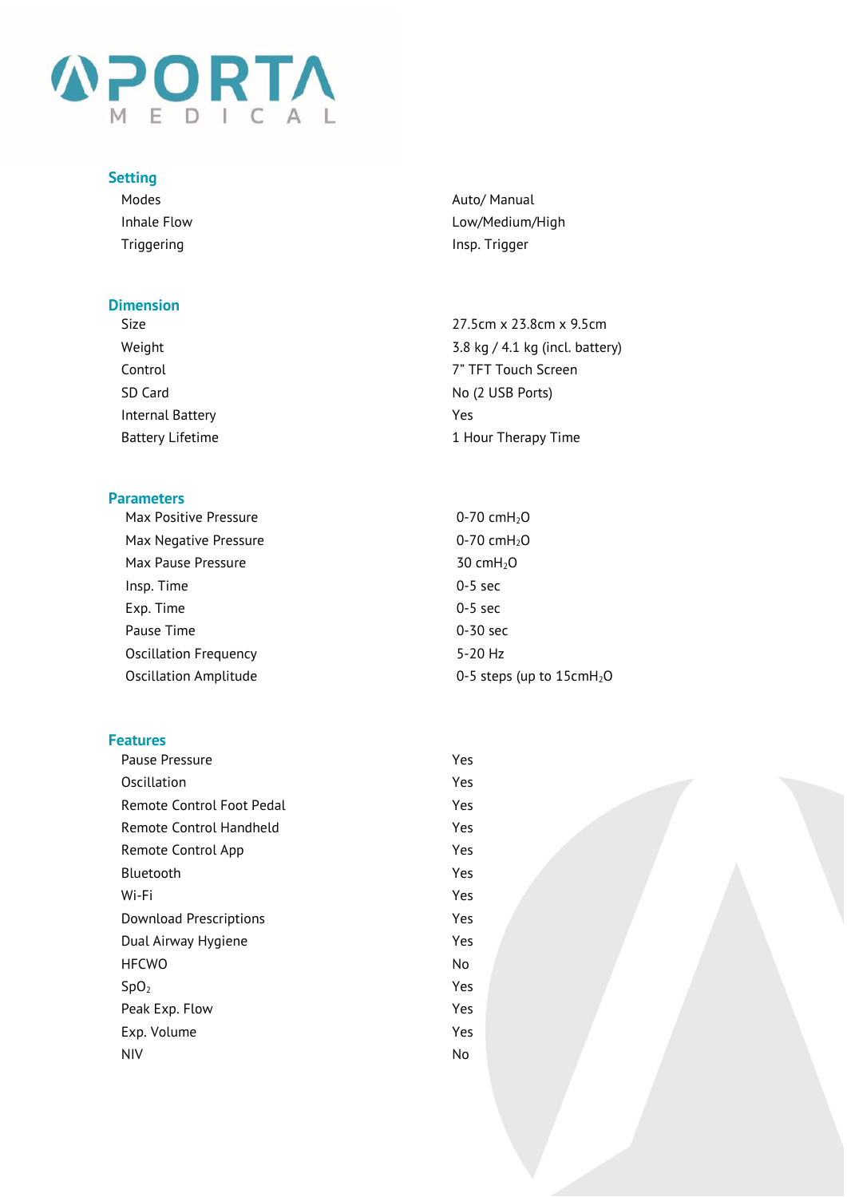## Setting

| | |
|---|---|
| Modes | Auto/ Manual |
| Inhale Flow | Low/Medium/High |
| Triggering | Insp. Trigger |

## Dimension

| | |
|---|---|
| Size | 27.5cm x 23.8cm x 9.5cm |
| Weight | 3.8 kg / 4.1 kg (incl. battery) |
| Control | 7" TFT Touch Screen |
| SD Card | No (2 USB Ports) |
| Internal Battery | Yes |
| Battery Lifetime | 1 Hour Therapy Time |

## Parameters

| | |
|---|---|
| Max Positive Pressure | 0-70 cm$H_2O$ |
| Max Negative Pressure | 0-70 cm$H_2O$ |
| Max Pause Pressure | 30 cm$H_2O$ |
| Insp. Time | 0-5 sec |
| Exp. Time | 0-5 sec |
| Pause Time | 0-30 sec |
| Oscillation Frequency | 5-20 Hz |
| Oscillation Amplitude | 0-5 steps (up to 15cm$H_2O$ |

## Features

| | |
|---|---|
| Pause Pressure | Yes |
| Oscillation | Yes |
| Remote Control Foot Pedal | Yes |
| Remote Control Handheld | Yes |
| Remote Control App | Yes |
| Bluetooth | Yes |
| Wi-Fi | Yes |
| Download Prescriptions | Yes |
| Dual Airway Hygiene | Yes |
| HFCWO | No |
| $SpO_2$ | Yes |
| Peak Exp. Flow | Yes |
| Exp. Volume | Yes |
| NIV | No |